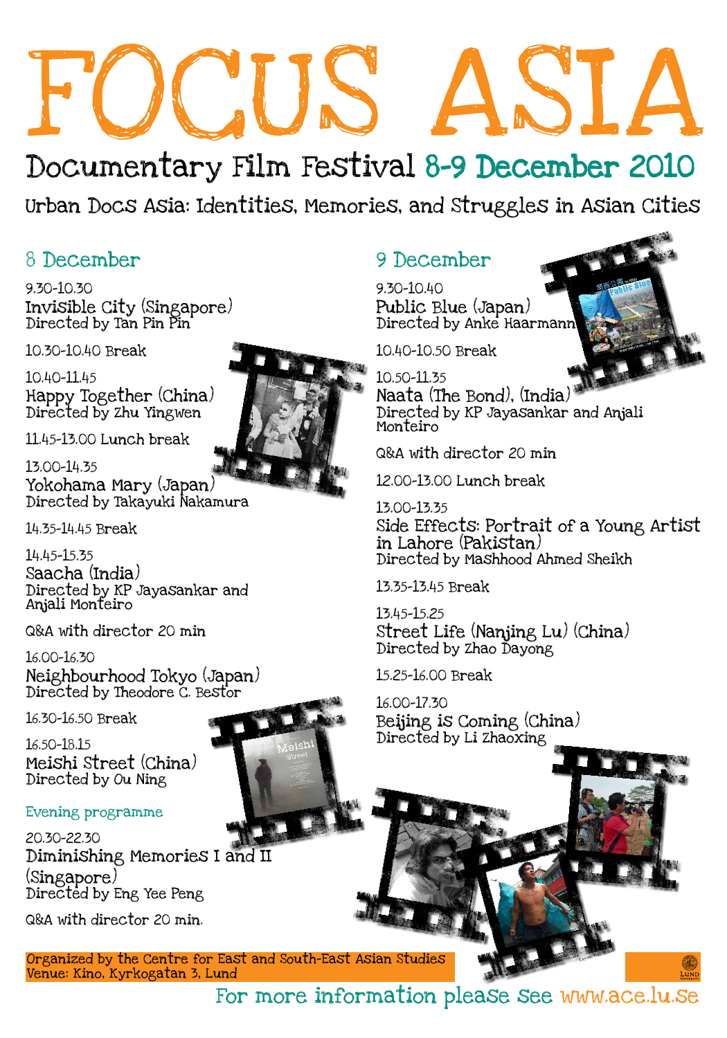# FOCUS ASIA

## Documentary Film Festival 8-9 December 2010

Urban Docs Asia: Identities, Memories, and Struggles in Asian Cities

### 8 December

9.30-10.30
Invisible City (Singapore)
Directed by Tan Pin Pin

10.30-10.40 Break

10.40-11.45
Happy Together (China)
Directed by Zhu Yingwen

11.45-13.00 Lunch break

13.00-14.35
Yokohama Mary (Japan)
Directed by Takayuki Nakamura

14.35-14.45 Break

14.45-15.35
Saacha (India)
Directed by KP Jayasankar and Anjali Monteiro

Q&A with director 20 min

16.00-16.30
Neighbourhood Tokyo (Japan)
Directed by Theodore C. Bestor

16.30-16.50 Break

16.50-18.15
Meishi Street (China)
Directed by Ou Ning

#### Evening programme

20.30-22.30
Diminishing Memories I and II (Singapore)
Directed by Eng Yee Peng

Q&A with director 20 min.

### 9 December

9.30-10.40
Public Blue (Japan)
Directed by Anke Haarmann

10.40-10.50 Break

10.50-11.35
Naata (The Bond), (India)
Directed by KP Jayasankar and Anjali Monteiro

Q&A with director 20 min

12.00-13.00 Lunch break

13.00-13.35
Side Effects: Portrait of a Young Artist in Lahore (Pakistan)
Directed by Mashhood Ahmed Sheikh

13.35-13.45 Break

13.45-15.25
Street Life (Nanjing Lu) (China)
Directed by Zhao Dayong

15.25-16.00 Break

16.00-17.30
Beijing is Coming (China)
Directed by Li Zhaoxing

Organized by the Centre for East and South-East Asian Studies
Venue: Kino, Kyrkogatan 3, Lund

For more information please see www.ace.lu.se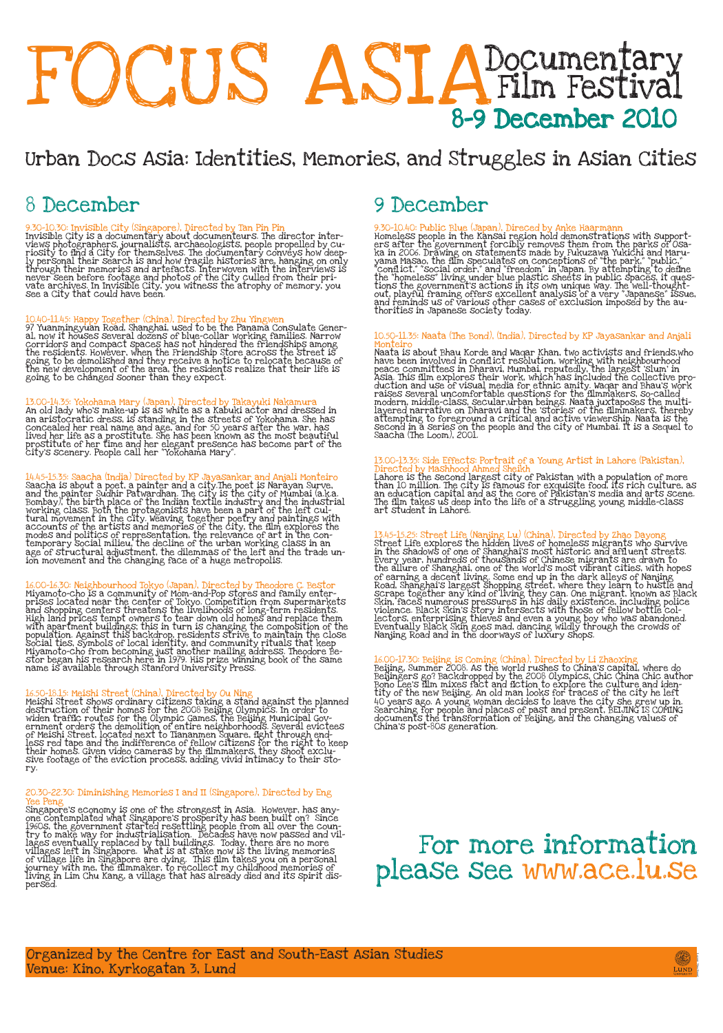# FOCUS ASIA Documentary Film Festival

## 8-9 December 2010

## Urban Docs Asia: Identities, Memories, and Struggles in Asian Cities

## 8 December

**9.30-10.30: Invisible City (Singapore), Directed by Tan Pin Pin**
Invisible City is a documentary about documenteurs. The director interviews photographers, journalists, archaeologists, people propelled by curiosity to find a city for themselves. The documentary conveys how deeply personal their search is and how fragile histories are, hanging on only through their memories and artefacts. Interwoven with the interviews is never seen before footage and photos of the city culled from their private archives. In Invisible City, you witness the atrophy of memory, you see a city that could have been.

**10.40-11.45: Happy Together (China), Directed by Zhu Yingwen**
97 Yuanmingyuan Road, Shanghai, used to be the Panama Consulate General, now it houses several dozens of blue-collar working families. Narrow corridors and compact spaces has not hindered the friendships among the residents. However, when the Friendship Store across the street is going to be demolished and they receive a notice to relocate because of the new development of the area, the residents realize that their life is going to be changed sooner than they expect.

**13.00-14.35: Yokohama Mary (Japan), Directed by Takayuki Nakamura**
An old lady who's make-up is as white as a Kabuki actor and dressed in an aristocratic dress, is standing in the streets of Yokohama. She has concealed her real name and age, and for 50 years after the war, has lived her life as a prostitute. She has been known as the most beautiful prostitute of her time and her elegant presence has become part of the city's scenery. People call her "Yokohama Mary".

**14.45-15.35: Saacha (India) Directed by KP Jayasankar and Anjali Monteiro**
Saacha is about a poet, a painter and a city.The poet is Narayan Surve, and the painter Sudhir Patwardhan. The city is the city of Mumbai (a.k.a. Bombay), the birth place of the Indian textile industry and the industrial working class. Both the protagonists have been a part of the left cultural movement in the city. Weaving together poetry and paintings with accounts of the artists and memories of the city, the film explores the modes and politics of representation, the relevance of art in the contemporary social milieu, the decline of the urban working class in an age of structural adjustment, the dilemmas of the left and the trade union movement and the changing face of a huge metropolis.

**16.00-16.30: Neighbourhood Tokyo (Japan), Directed by Theodore C. Bestor**
Miyamoto-cho is a community of Mom-and-Pop stores and family enterprises located near the center of Tokyo. Competition from supermarkets and shopping centers threatens the livelihoods of long-term residents. High land prices tempt owners to tear down old homes and replace them with apartment buildings; this in turn is changing the composition of the population. Against this backdrop, residents strive to maintain the close social ties, symbols of local identity, and community rituals that keep Miyamoto-cho from becoming just another mailing address. Theodore Bestor began his research here in 1979. His prize winning book of the same name is available through Stanford University Press.

**16.50-18.15: Meishi Street (China), Directed by Ou Ning**
Meishi Street shows ordinary citizens taking a stand against the planned destruction of their homes for the 2008 Beijing Olympics. In order to widen traffic routes for the Olympic Games, the Beijing Municipal Government orders the demolition of entire neighborhoods. Several evictees of Meishi Street, located next to Tiananmen Square, fight through endless red tape and the indifference of fellow citizens for the right to keep their homes. Given video cameras by the filmmakers, they shoot exclusive footage of the eviction process, adding vivid intimacy to their story.

**20.30-22.30: Diminishing Memories I and II (Singapore), Directed by Eng Yee Peng**
Singapore's economy is one of the strongest in Asia. However, has anyone contemplated what Singapore's prosperity has been built on? Since 1960s, the government started resettling people from all over the country to make way for industrialisation. Decades have now passed and villages eventually replaced by tall buildings. Today, there are no more villages left in Singapore. What is at stake now is the living memories of village life in Singapore are dying. This film takes you on a personal journey with me, the filmmaker, to recollect my childhood memories of living in Lim Chu Kang, a village that has already died and its spirit dispersed.

## 9 December

**9.30-10.40: Public Blue (Japan), Direced by Anke Haarmann**
Homeless people in the Kansai region hold demonstrations with supporters after the government forcibly removes them from the parks of Osaka in 2006. Drawing on statements made by Fukuzawa Yukichi and Maruyama Masao, the film speculates on conceptions of "the park," "public," "conflict," "social order," and "freedom" in Japan. By attempting to define the "homeless" living under blue plastic sheets in public spaces, it questions the government's actions in its own unique way. The well-thought-out, playful framing offers excellent analysis of a very "Japanese" issue, and reminds us of various other cases of exclusion imposed by the authorities in Japanese society today.

**10.50-11.35: Naata (The Bond), (India), Directed by KP Jayasankar and Anjali Monteiro**
Naata is about Bhau Korde and Waqar Khan, two activists and friends,who have been involved in conflict resolution, working with neighbourhood peace committees in Dharavi, Mumbai, reputedly, the largest 'slum' in Asia. This film explores their work, which has included the collective production and use of visual media for ethnic amity. Waqar and Bhau's work raises several uncomfortable questions for the filmmakers, so-called modern, middle-class, secular,urban beings. Naata juxtaposes the multi-layered narrative on Dharavi and the 'stories' of the filmmakers, thereby attempting to foreground a critical and active viewership. Naata is the second in a series on the people and the city of Mumbai. It is a sequel to Saacha (The Loom), 2001.

**13.00-13.35: Side Effects: Portrait of a Young Artist in Lahore (Pakistan), Directed by Mashhood Ahmed Sheikh**
Lahore is the second largest city of Pakistan with a population of more than 10 million. The city is famous for exquisite food, its rich culture, as an education capital and as the core of Pakistan's media and arts scene. The film takes us deep into the life of a struggling young middle-class art student in Lahore.

**13.45-15.25: Street Life (Nanjing Lu) (China), Directed by Zhao Dayong**
Street Life explores the hidden lives of homeless migrants who survive in the shadows of one of Shanghai's most historic and affluent streets. Every year, hundreds of thousands of Chinese migrants are drawn to the allure of Shanghai, one of the world's most vibrant cities, with hopes of earning a decent living. Some end up in the dark alleys of Nanjing Road, Shanghai's largest shopping street, where they learn to hustle and scrape together any kind of living they can. One migrant, known as Black Skin, faces numerous pressures in his daily existence, including police violence. Black Skin's story intersects with those of fellow bottle collectors, enterprising thieves and even a young boy who was abandoned. Eventually Black Skin goes mad, dancing wildly through the crowds of Nanjing Road and in the doorways of luxury shops.

**16.00-17.30: Beijing is Coming (China), Directed by Li Zhaoxing**
Beijing, Summer 2008. As the world rushes to China's capital, where do Beijingers go? Backdropped by the 2008 Olympics, Chic China Chic author Bono Lee's film mixes fact and fiction to explore the culture and identity of the new Beijing. An old man looks for traces of the city he left 40 years ago. A young woman decides to leave the city she grew up in. Searching for people and places of past and present, BEIJING IS COMING documents the transformation of Beijing, and the changing values of China's post-80s generation.

For more information please see www.ace.lu.se

Organized by the Centre for East and South-East Asian Studies
Venue: Kino, Kyrkogatan 3, Lund